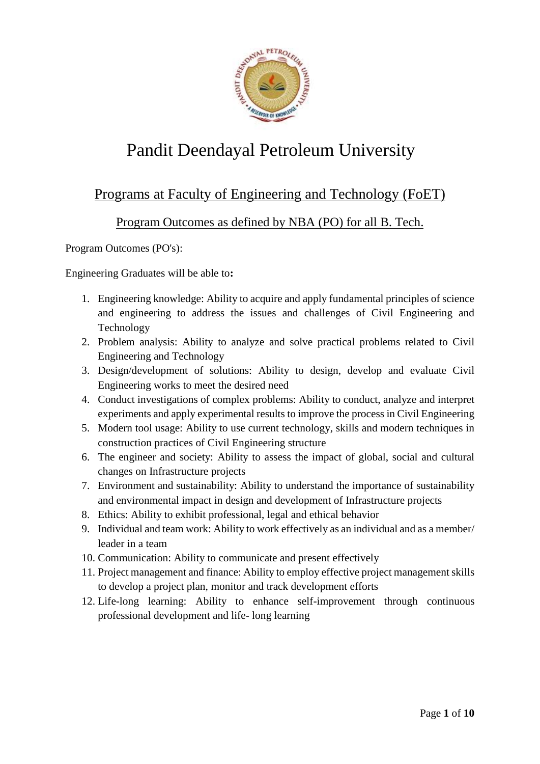# Pandit Deendayal Petroleum University

## Programs at Faculty of Engineering and Technology (FoET)

### Program Outcomes as defined by NBA (PO) for all B. Tech.

Program Outcomes (PO's):

Engineering Graduates will be able to**:**

1. Engineering knowledge: Ability to acquire and apply fundamental principles of science and engineering to address the issues and challenges of Civil Engineering and Technology
2. Problem analysis: Ability to analyze and solve practical problems related to Civil Engineering and Technology
3. Design/development of solutions: Ability to design, develop and evaluate Civil Engineering works to meet the desired need
4. Conduct investigations of complex problems: Ability to conduct, analyze and interpret experiments and apply experimental results to improve the process in Civil Engineering
5. Modern tool usage: Ability to use current technology, skills and modern techniques in construction practices of Civil Engineering structure
6. The engineer and society: Ability to assess the impact of global, social and cultural changes on Infrastructure projects
7. Environment and sustainability: Ability to understand the importance of sustainability and environmental impact in design and development of Infrastructure projects
8. Ethics: Ability to exhibit professional, legal and ethical behavior
9. Individual and team work: Ability to work effectively as an individual and as a member/ leader in a team
10. Communication: Ability to communicate and present effectively
11. Project management and finance: Ability to employ effective project management skills to develop a project plan, monitor and track development efforts
12. Life-long learning: Ability to enhance self-improvement through continuous professional development and life- long learning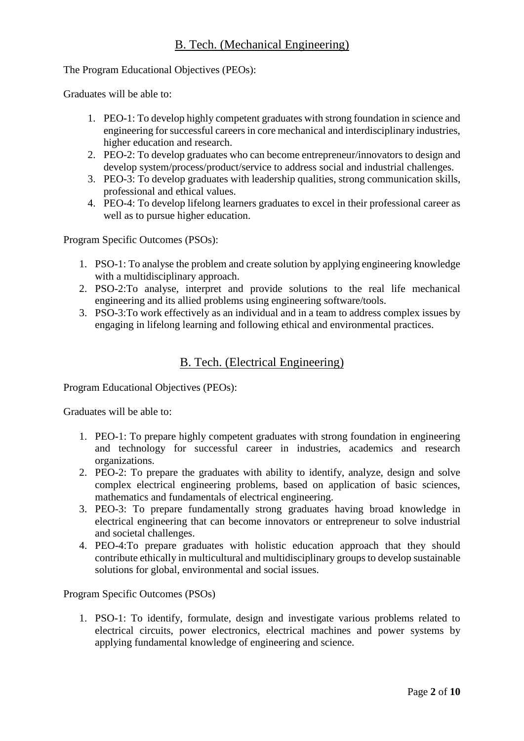## B. Tech. (Mechanical Engineering)

The Program Educational Objectives (PEOs):

Graduates will be able to:

1. PEO-1: To develop highly competent graduates with strong foundation in science and engineering for successful careers in core mechanical and interdisciplinary industries, higher education and research.
2. PEO-2: To develop graduates who can become entrepreneur/innovators to design and develop system/process/product/service to address social and industrial challenges.
3. PEO-3: To develop graduates with leadership qualities, strong communication skills, professional and ethical values.
4. PEO-4: To develop lifelong learners graduates to excel in their professional career as well as to pursue higher education.

Program Specific Outcomes (PSOs):

1. PSO-1: To analyse the problem and create solution by applying engineering knowledge with a multidisciplinary approach.
2. PSO-2:To analyse, interpret and provide solutions to the real life mechanical engineering and its allied problems using engineering software/tools.
3. PSO-3:To work effectively as an individual and in a team to address complex issues by engaging in lifelong learning and following ethical and environmental practices.

## B. Tech. (Electrical Engineering)

Program Educational Objectives (PEOs):

Graduates will be able to:

1. PEO-1: To prepare highly competent graduates with strong foundation in engineering and technology for successful career in industries, academics and research organizations.
2. PEO-2: To prepare the graduates with ability to identify, analyze, design and solve complex electrical engineering problems, based on application of basic sciences, mathematics and fundamentals of electrical engineering.
3. PEO-3: To prepare fundamentally strong graduates having broad knowledge in electrical engineering that can become innovators or entrepreneur to solve industrial and societal challenges.
4. PEO-4:To prepare graduates with holistic education approach that they should contribute ethically in multicultural and multidisciplinary groups to develop sustainable solutions for global, environmental and social issues.

Program Specific Outcomes (PSOs)

1. PSO-1: To identify, formulate, design and investigate various problems related to electrical circuits, power electronics, electrical machines and power systems by applying fundamental knowledge of engineering and science.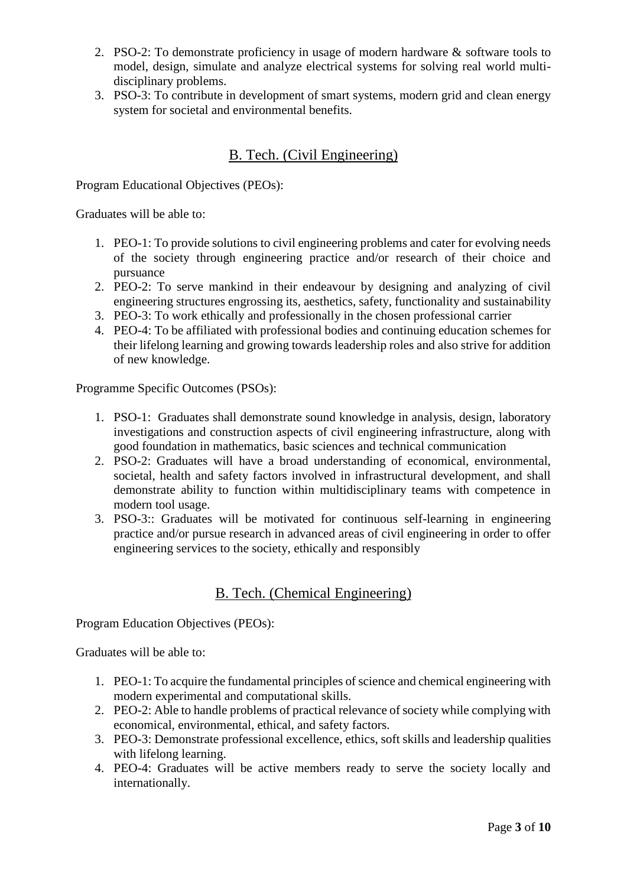2. PSO-2: To demonstrate proficiency in usage of modern hardware & software tools to model, design, simulate and analyze electrical systems for solving real world multi-disciplinary problems.
3. PSO-3: To contribute in development of smart systems, modern grid and clean energy system for societal and environmental benefits.

## B. Tech. (Civil Engineering)

Program Educational Objectives (PEOs):

Graduates will be able to:

1. PEO-1: To provide solutions to civil engineering problems and cater for evolving needs of the society through engineering practice and/or research of their choice and pursuance
2. PEO-2: To serve mankind in their endeavour by designing and analyzing of civil engineering structures engrossing its, aesthetics, safety, functionality and sustainability
3. PEO-3: To work ethically and professionally in the chosen professional carrier
4. PEO-4: To be affiliated with professional bodies and continuing education schemes for their lifelong learning and growing towards leadership roles and also strive for addition of new knowledge.

Programme Specific Outcomes (PSOs):

1. PSO-1: Graduates shall demonstrate sound knowledge in analysis, design, laboratory investigations and construction aspects of civil engineering infrastructure, along with good foundation in mathematics, basic sciences and technical communication
2. PSO-2: Graduates will have a broad understanding of economical, environmental, societal, health and safety factors involved in infrastructural development, and shall demonstrate ability to function within multidisciplinary teams with competence in modern tool usage.
3. PSO-3:: Graduates will be motivated for continuous self-learning in engineering practice and/or pursue research in advanced areas of civil engineering in order to offer engineering services to the society, ethically and responsibly

## B. Tech. (Chemical Engineering)

Program Education Objectives (PEOs):

Graduates will be able to:

1. PEO-1: To acquire the fundamental principles of science and chemical engineering with modern experimental and computational skills.
2. PEO-2: Able to handle problems of practical relevance of society while complying with economical, environmental, ethical, and safety factors.
3. PEO-3: Demonstrate professional excellence, ethics, soft skills and leadership qualities with lifelong learning.
4. PEO-4: Graduates will be active members ready to serve the society locally and internationally.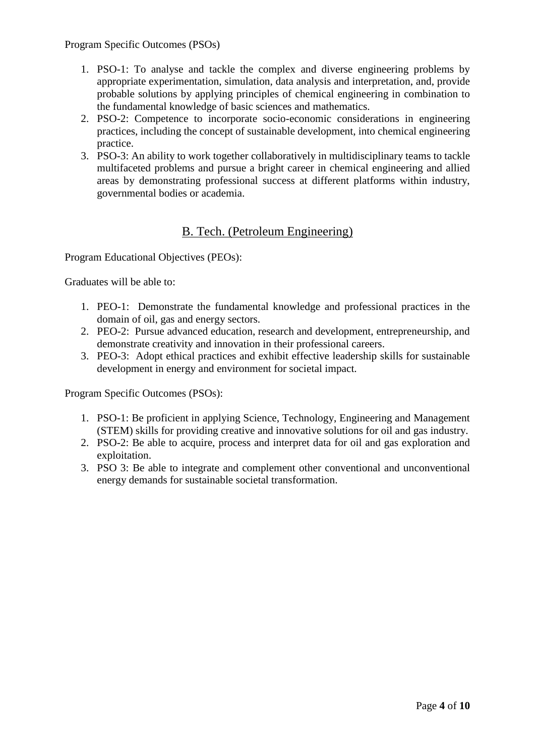Program Specific Outcomes (PSOs)

1. PSO-1: To analyse and tackle the complex and diverse engineering problems by appropriate experimentation, simulation, data analysis and interpretation, and, provide probable solutions by applying principles of chemical engineering in combination to the fundamental knowledge of basic sciences and mathematics.
2. PSO-2: Competence to incorporate socio-economic considerations in engineering practices, including the concept of sustainable development, into chemical engineering practice.
3. PSO-3: An ability to work together collaboratively in multidisciplinary teams to tackle multifaceted problems and pursue a bright career in chemical engineering and allied areas by demonstrating professional success at different platforms within industry, governmental bodies or academia.

## B. Tech. (Petroleum Engineering)

Program Educational Objectives (PEOs):

Graduates will be able to:

1. PEO-1: Demonstrate the fundamental knowledge and professional practices in the domain of oil, gas and energy sectors.
2. PEO-2: Pursue advanced education, research and development, entrepreneurship, and demonstrate creativity and innovation in their professional careers.
3. PEO-3: Adopt ethical practices and exhibit effective leadership skills for sustainable development in energy and environment for societal impact.

Program Specific Outcomes (PSOs):

1. PSO-1: Be proficient in applying Science, Technology, Engineering and Management (STEM) skills for providing creative and innovative solutions for oil and gas industry.
2. PSO-2: Be able to acquire, process and interpret data for oil and gas exploration and exploitation.
3. PSO 3: Be able to integrate and complement other conventional and unconventional energy demands for sustainable societal transformation.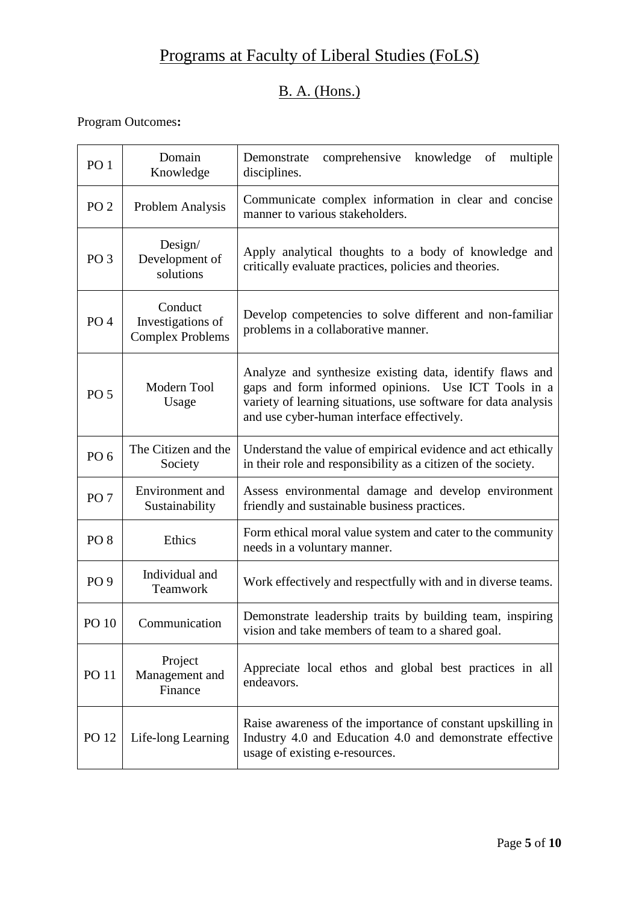# Programs at Faculty of Liberal Studies (FoLS)

## B. A. (Hons.)

Program Outcomes**:**

| | | |
|---|---|---|
| PO 1 | Domain Knowledge | Demonstrate comprehensive knowledge of multiple disciplines. |
| PO 2 | Problem Analysis | Communicate complex information in clear and concise manner to various stakeholders. |
| PO 3 | Design/ Development of solutions | Apply analytical thoughts to a body of knowledge and critically evaluate practices, policies and theories. |
| PO 4 | Conduct Investigations of Complex Problems | Develop competencies to solve different and non-familiar problems in a collaborative manner. |
| PO 5 | Modern Tool Usage | Analyze and synthesize existing data, identify flaws and gaps and form informed opinions. Use ICT Tools in a variety of learning situations, use software for data analysis and use cyber-human interface effectively. |
| PO 6 | The Citizen and the Society | Understand the value of empirical evidence and act ethically in their role and responsibility as a citizen of the society. |
| PO 7 | Environment and Sustainability | Assess environmental damage and develop environment friendly and sustainable business practices. |
| PO 8 | Ethics | Form ethical moral value system and cater to the community needs in a voluntary manner. |
| PO 9 | Individual and Teamwork | Work effectively and respectfully with and in diverse teams. |
| PO 10 | Communication | Demonstrate leadership traits by building team, inspiring vision and take members of team to a shared goal. |
| PO 11 | Project Management and Finance | Appreciate local ethos and global best practices in all endeavors. |
| PO 12 | Life-long Learning | Raise awareness of the importance of constant upskilling in Industry 4.0 and Education 4.0 and demonstrate effective usage of existing e-resources. |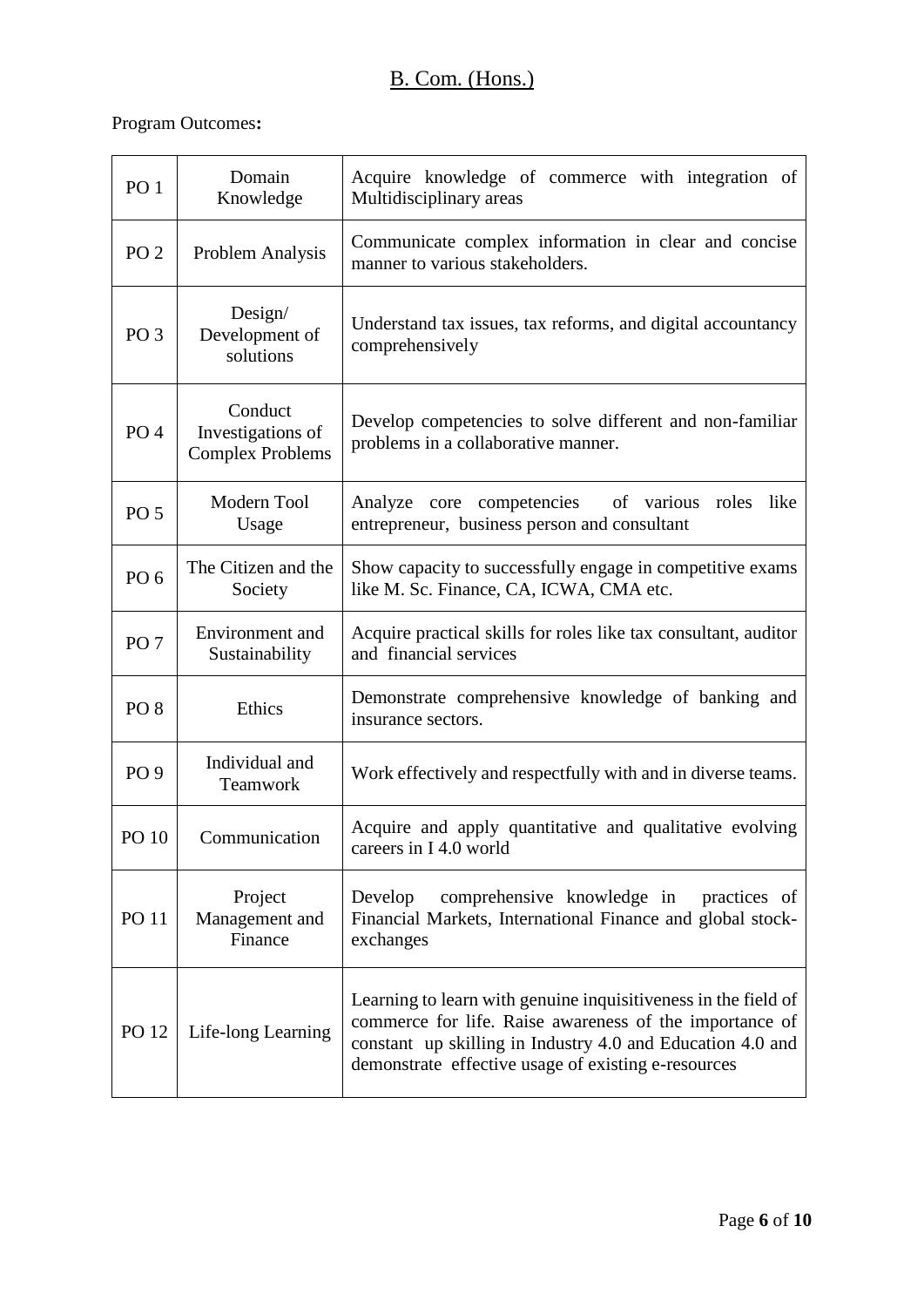# B. Com. (Hons.)

Program Outcomes**:**

| | | |
|---|---|---|
| PO 1 | Domain Knowledge | Acquire knowledge of commerce with integration of Multidisciplinary areas |
| PO 2 | Problem Analysis | Communicate complex information in clear and concise manner to various stakeholders. |
| PO 3 | Design/ Development of solutions | Understand tax issues, tax reforms, and digital accountancy comprehensively |
| PO 4 | Conduct Investigations of Complex Problems | Develop competencies to solve different and non-familiar problems in a collaborative manner. |
| PO 5 | Modern Tool Usage | Analyze core competencies of various roles like entrepreneur, business person and consultant |
| PO 6 | The Citizen and the Society | Show capacity to successfully engage in competitive exams like M. Sc. Finance, CA, ICWA, CMA etc. |
| PO 7 | Environment and Sustainability | Acquire practical skills for roles like tax consultant, auditor and financial services |
| PO 8 | Ethics | Demonstrate comprehensive knowledge of banking and insurance sectors. |
| PO 9 | Individual and Teamwork | Work effectively and respectfully with and in diverse teams. |
| PO 10 | Communication | Acquire and apply quantitative and qualitative evolving careers in I 4.0 world |
| PO 11 | Project Management and Finance | Develop comprehensive knowledge in practices of Financial Markets, International Finance and global stock-exchanges |
| PO 12 | Life-long Learning | Learning to learn with genuine inquisitiveness in the field of commerce for life. Raise awareness of the importance of constant up skilling in Industry 4.0 and Education 4.0 and demonstrate effective usage of existing e-resources |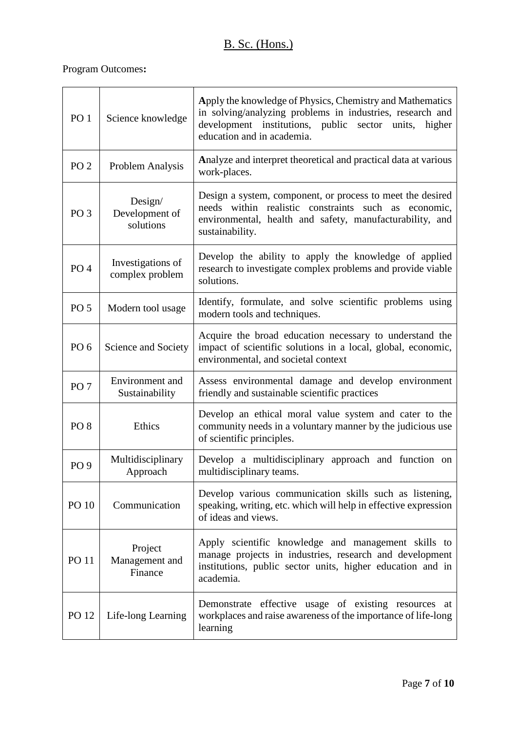## B. Sc. (Hons.)

Program Outcomes**:**

| | | |
|---|---|---|
| PO 1 | Science knowledge | **A**pply the knowledge of Physics, Chemistry and Mathematics in solving/analyzing problems in industries, research and development institutions, public sector units, higher education and in academia. |
| PO 2 | Problem Analysis | **A**nalyze and interpret theoretical and practical data at various work-places. |
| PO 3 | Design/ Development of solutions | Design a system, component, or process to meet the desired needs within realistic constraints such as economic, environmental, health and safety, manufacturability, and sustainability. |
| PO 4 | Investigations of complex problem | Develop the ability to apply the knowledge of applied research to investigate complex problems and provide viable solutions. |
| PO 5 | Modern tool usage | Identify, formulate, and solve scientific problems using modern tools and techniques. |
| PO 6 | Science and Society | Acquire the broad education necessary to understand the impact of scientific solutions in a local, global, economic, environmental, and societal context |
| PO 7 | Environment and Sustainability | Assess environmental damage and develop environment friendly and sustainable scientific practices |
| PO 8 | Ethics | Develop an ethical moral value system and cater to the community needs in a voluntary manner by the judicious use of scientific principles. |
| PO 9 | Multidisciplinary Approach | Develop a multidisciplinary approach and function on multidisciplinary teams. |
| PO 10 | Communication | Develop various communication skills such as listening, speaking, writing, etc. which will help in effective expression of ideas and views. |
| PO 11 | Project Management and Finance | Apply scientific knowledge and management skills to manage projects in industries, research and development institutions, public sector units, higher education and in academia. |
| PO 12 | Life-long Learning | Demonstrate effective usage of existing resources at workplaces and raise awareness of the importance of life-long learning |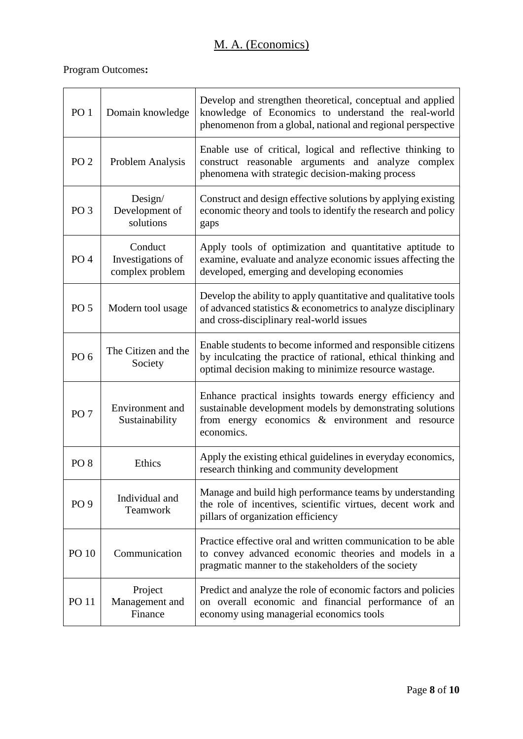# M. A. (Economics)

Program Outcomes**:**

| | | |
|---|---|---|
| PO 1 | Domain knowledge | Develop and strengthen theoretical, conceptual and applied knowledge of Economics to understand the real-world phenomenon from a global, national and regional perspective |
| PO 2 | Problem Analysis | Enable use of critical, logical and reflective thinking to construct reasonable arguments and analyze complex phenomena with strategic decision-making process |
| PO 3 | Design/ Development of solutions | Construct and design effective solutions by applying existing economic theory and tools to identify the research and policy gaps |
| PO 4 | Conduct Investigations of complex problem | Apply tools of optimization and quantitative aptitude to examine, evaluate and analyze economic issues affecting the developed, emerging and developing economies |
| PO 5 | Modern tool usage | Develop the ability to apply quantitative and qualitative tools of advanced statistics & econometrics to analyze disciplinary and cross-disciplinary real-world issues |
| PO 6 | The Citizen and the Society | Enable students to become informed and responsible citizens by inculcating the practice of rational, ethical thinking and optimal decision making to minimize resource wastage. |
| PO 7 | Environment and Sustainability | Enhance practical insights towards energy efficiency and sustainable development models by demonstrating solutions from energy economics & environment and resource economics. |
| PO 8 | Ethics | Apply the existing ethical guidelines in everyday economics, research thinking and community development |
| PO 9 | Individual and Teamwork | Manage and build high performance teams by understanding the role of incentives, scientific virtues, decent work and pillars of organization efficiency |
| PO 10 | Communication | Practice effective oral and written communication to be able to convey advanced economic theories and models in a pragmatic manner to the stakeholders of the society |
| PO 11 | Project Management and Finance | Predict and analyze the role of economic factors and policies on overall economic and financial performance of an economy using managerial economics tools |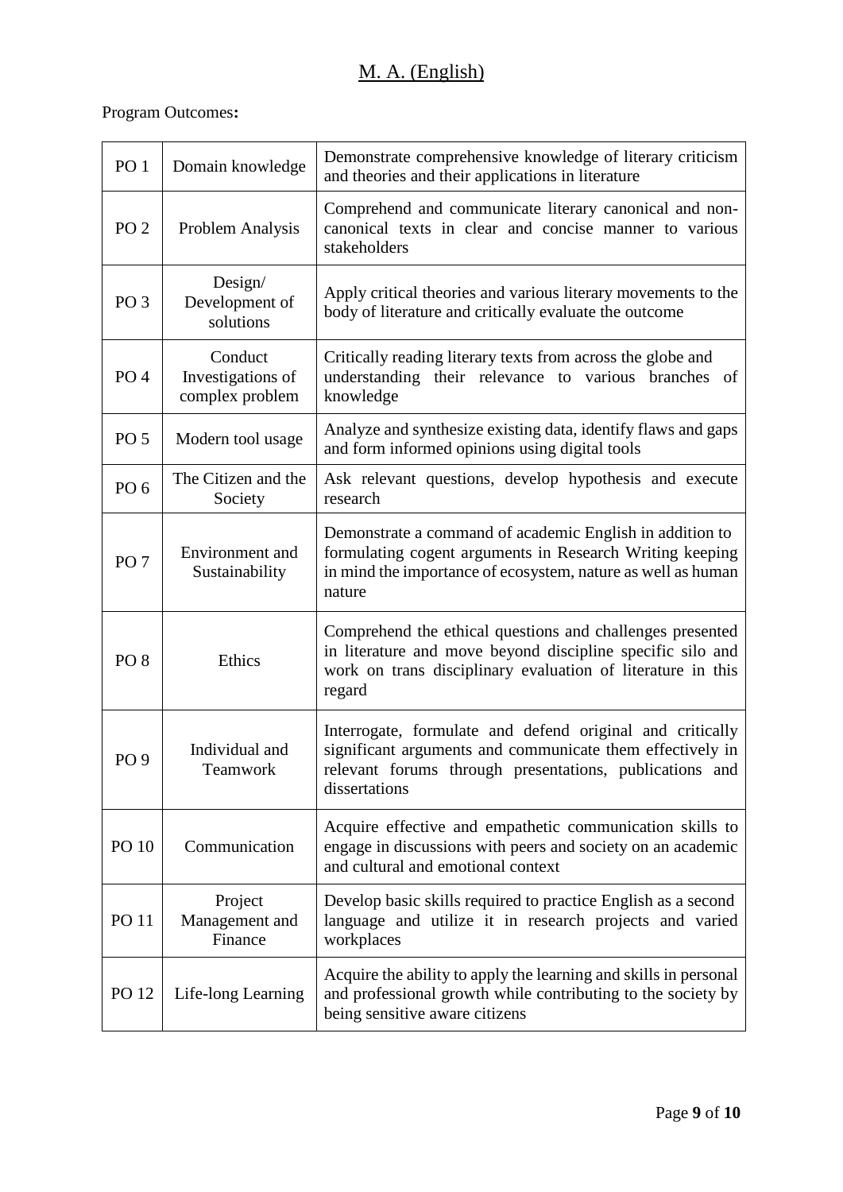# M. A. (English)

Program Outcomes**:**

| | | |
|---|---|---|
| PO 1 | Domain knowledge | Demonstrate comprehensive knowledge of literary criticism and theories and their applications in literature |
| PO 2 | Problem Analysis | Comprehend and communicate literary canonical and non-canonical texts in clear and concise manner to various stakeholders |
| PO 3 | Design/ Development of solutions | Apply critical theories and various literary movements to the body of literature and critically evaluate the outcome |
| PO 4 | Conduct Investigations of complex problem | Critically reading literary texts from across the globe and understanding their relevance to various branches of knowledge |
| PO 5 | Modern tool usage | Analyze and synthesize existing data, identify flaws and gaps and form informed opinions using digital tools |
| PO 6 | The Citizen and the Society | Ask relevant questions, develop hypothesis and execute research |
| PO 7 | Environment and Sustainability | Demonstrate a command of academic English in addition to formulating cogent arguments in Research Writing keeping in mind the importance of ecosystem, nature as well as human nature |
| PO 8 | Ethics | Comprehend the ethical questions and challenges presented in literature and move beyond discipline specific silo and work on trans disciplinary evaluation of literature in this regard |
| PO 9 | Individual and Teamwork | Interrogate, formulate and defend original and critically significant arguments and communicate them effectively in relevant forums through presentations, publications and dissertations |
| PO 10 | Communication | Acquire effective and empathetic communication skills to engage in discussions with peers and society on an academic and cultural and emotional context |
| PO 11 | Project Management and Finance | Develop basic skills required to practice English as a second language and utilize it in research projects and varied workplaces |
| PO 12 | Life-long Learning | Acquire the ability to apply the learning and skills in personal and professional growth while contributing to the society by being sensitive aware citizens |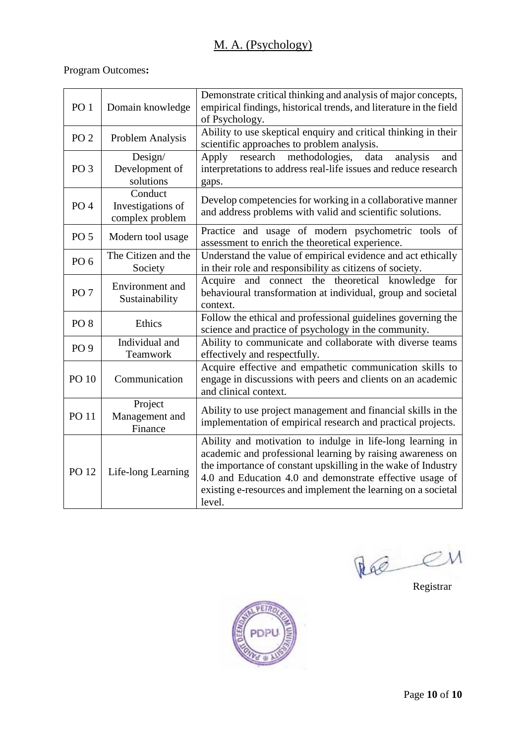# M. A. (Psychology)

Program Outcomes**:**

| | | |
|---|---|---|
| PO 1 | Domain knowledge | Demonstrate critical thinking and analysis of major concepts, empirical findings, historical trends, and literature in the field of Psychology. |
| PO 2 | Problem Analysis | Ability to use skeptical enquiry and critical thinking in their scientific approaches to problem analysis. |
| PO 3 | Design/ Development of solutions | Apply research methodologies, data analysis and interpretations to address real-life issues and reduce research gaps. |
| PO 4 | Conduct Investigations of complex problem | Develop competencies for working in a collaborative manner and address problems with valid and scientific solutions. |
| PO 5 | Modern tool usage | Practice and usage of modern psychometric tools of assessment to enrich the theoretical experience. |
| PO 6 | The Citizen and the Society | Understand the value of empirical evidence and act ethically in their role and responsibility as citizens of society. |
| PO 7 | Environment and Sustainability | Acquire and connect the theoretical knowledge for behavioural transformation at individual, group and societal context. |
| PO 8 | Ethics | Follow the ethical and professional guidelines governing the science and practice of psychology in the community. |
| PO 9 | Individual and Teamwork | Ability to communicate and collaborate with diverse teams effectively and respectfully. |
| PO 10 | Communication | Acquire effective and empathetic communication skills to engage in discussions with peers and clients on an academic and clinical context. |
| PO 11 | Project Management and Finance | Ability to use project management and financial skills in the implementation of empirical research and practical projects. |
| PO 12 | Life-long Learning | Ability and motivation to indulge in life-long learning in academic and professional learning by raising awareness on the importance of constant upskilling in the wake of Industry 4.0 and Education 4.0 and demonstrate effective usage of existing e-resources and implement the learning on a societal level. |

Registrar